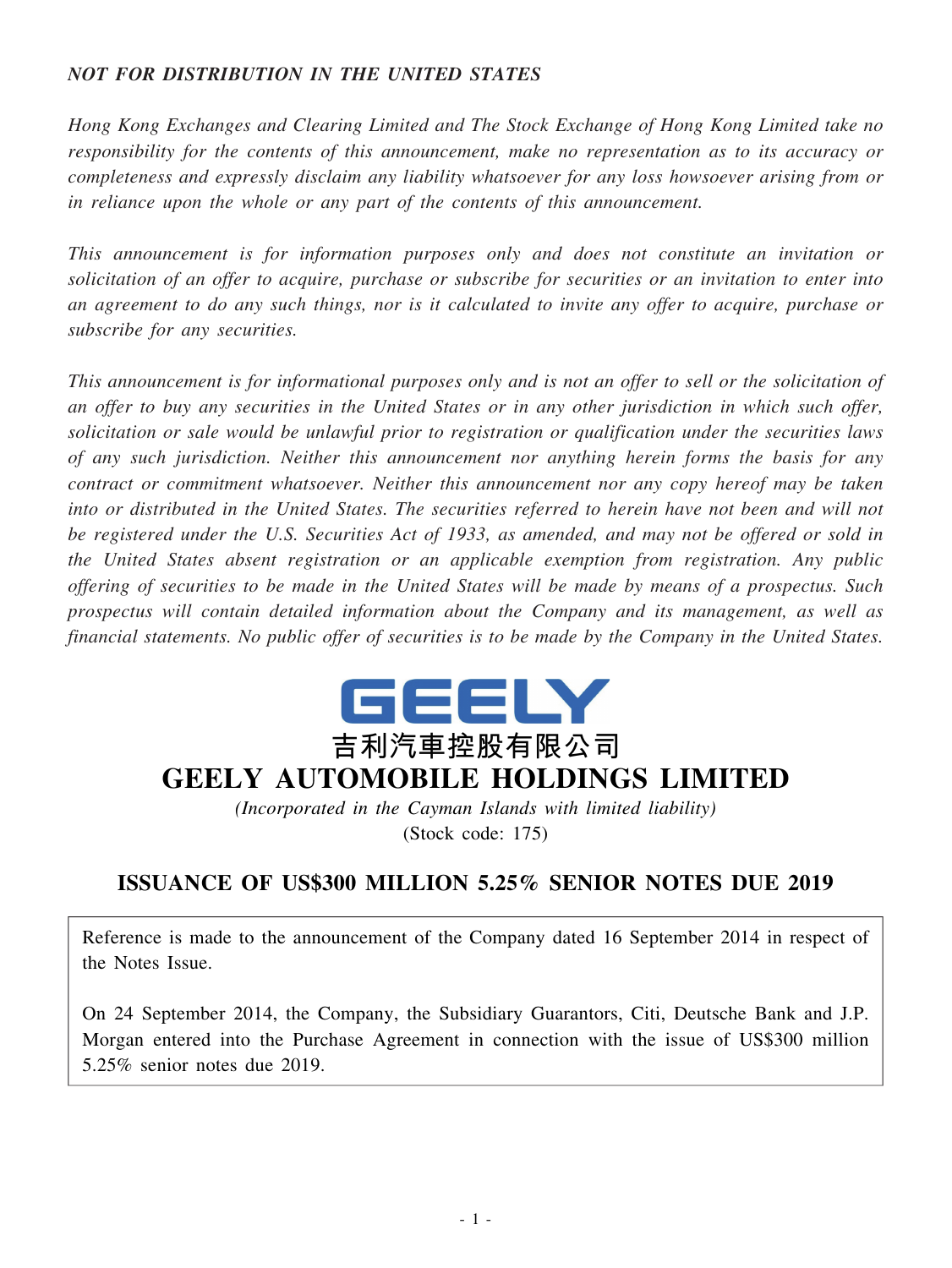*NOT FOR DISTRIBUTION IN THE UNITED STATES*

*Hong Kong Exchanges and Clearing Limited and The Stock Exchange of Hong Kong Limited take no responsibility for the contents of this announcement, make no representation as to its accuracy or completeness and expressly disclaim any liability whatsoever for any loss howsoever arising from or in reliance upon the whole or any part of the contents of this announcement.*

*This announcement is for information purposes only and does not constitute an invitation or solicitation of an offer to acquire, purchase or subscribe for securities or an invitation to enter into an agreement to do any such things, nor is it calculated to invite any offer to acquire, purchase or subscribe for any securities.*

*This announcement is for informational purposes only and is not an offer to sell or the solicitation of an offer to buy any securities in the United States or in any other jurisdiction in which such offer, solicitation or sale would be unlawful prior to registration or qualification under the securities laws of any such jurisdiction. Neither this announcement nor anything herein forms the basis for any contract or commitment whatsoever. Neither this announcement nor any copy hereof may be taken into or distributed in the United States. The securities referred to herein have not been and will not be registered under the U.S. Securities Act of 1933, as amended, and may not be offered or sold in the United States absent registration or an applicable exemption from registration. Any public offering of securities to be made in the United States will be made by means of a prospectus. Such prospectus will contain detailed information about the Company and its management, as well as financial statements. No public offer of securities is to be made by the Company in the United States.*

GEELY

吉利汽車控股有限公司

# GEELY AUTOMOBILE HOLDINGS LIMITED

*(Incorporated in the Cayman Islands with limited liability)*

(Stock code: 175)

## ISSUANCE OF US$300 MILLION 5.25% SENIOR NOTES DUE 2019

Reference is made to the announcement of the Company dated 16 September 2014 in respect of the Notes Issue.

On 24 September 2014, the Company, the Subsidiary Guarantors, Citi, Deutsche Bank and J.P. Morgan entered into the Purchase Agreement in connection with the issue of US$300 million 5.25% senior notes due 2019.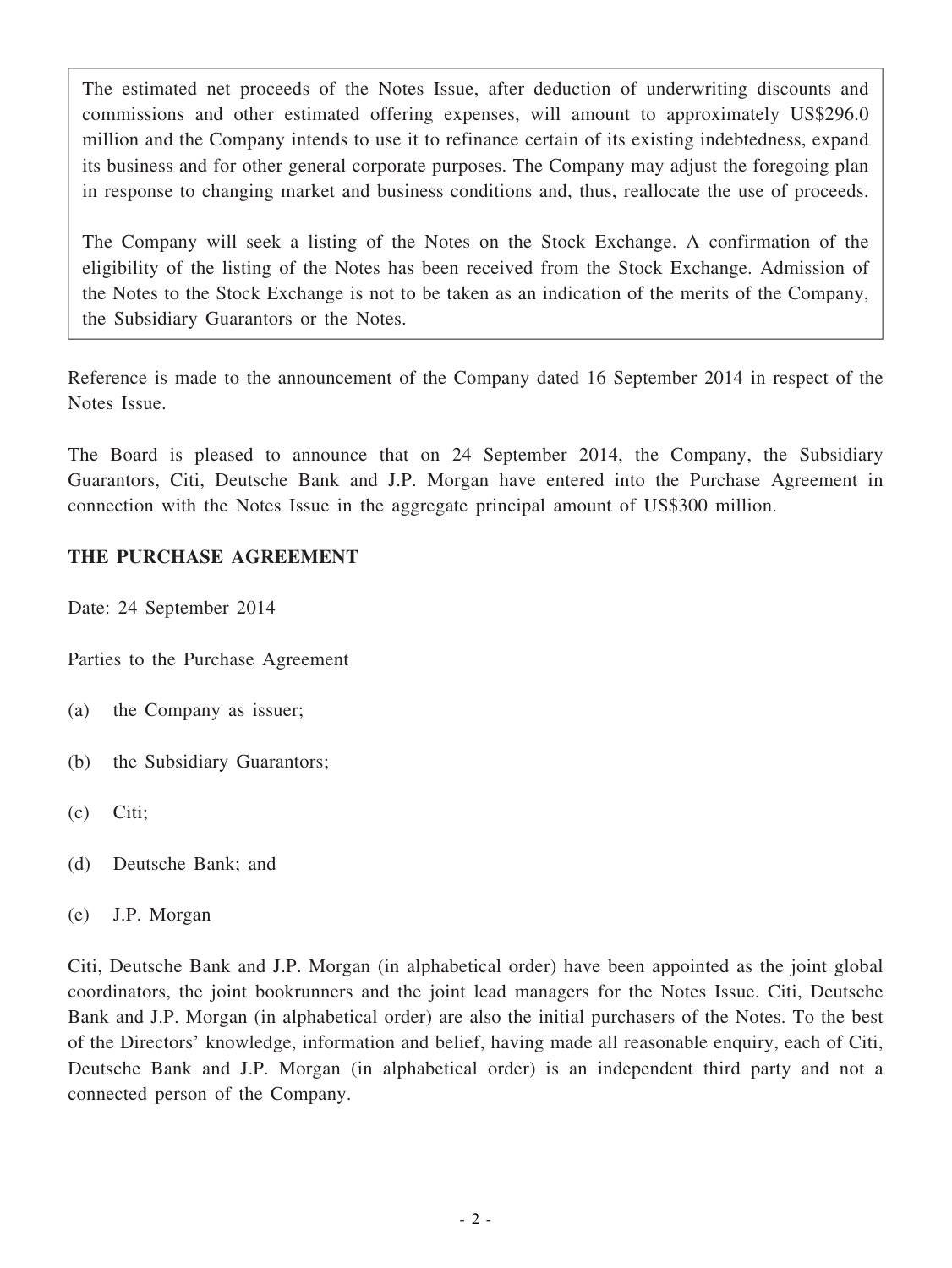The estimated net proceeds of the Notes Issue, after deduction of underwriting discounts and commissions and other estimated offering expenses, will amount to approximately US$296.0 million and the Company intends to use it to refinance certain of its existing indebtedness, expand its business and for other general corporate purposes. The Company may adjust the foregoing plan in response to changing market and business conditions and, thus, reallocate the use of proceeds.

The Company will seek a listing of the Notes on the Stock Exchange. A confirmation of the eligibility of the listing of the Notes has been received from the Stock Exchange. Admission of the Notes to the Stock Exchange is not to be taken as an indication of the merits of the Company, the Subsidiary Guarantors or the Notes.

Reference is made to the announcement of the Company dated 16 September 2014 in respect of the Notes Issue.

The Board is pleased to announce that on 24 September 2014, the Company, the Subsidiary Guarantors, Citi, Deutsche Bank and J.P. Morgan have entered into the Purchase Agreement in connection with the Notes Issue in the aggregate principal amount of US$300 million.

## THE PURCHASE AGREEMENT

Date: 24 September 2014

Parties to the Purchase Agreement

(a) the Company as issuer;

(b) the Subsidiary Guarantors;

(c) Citi;

(d) Deutsche Bank; and

(e) J.P. Morgan

Citi, Deutsche Bank and J.P. Morgan (in alphabetical order) have been appointed as the joint global coordinators, the joint bookrunners and the joint lead managers for the Notes Issue. Citi, Deutsche Bank and J.P. Morgan (in alphabetical order) are also the initial purchasers of the Notes. To the best of the Directors' knowledge, information and belief, having made all reasonable enquiry, each of Citi, Deutsche Bank and J.P. Morgan (in alphabetical order) is an independent third party and not a connected person of the Company.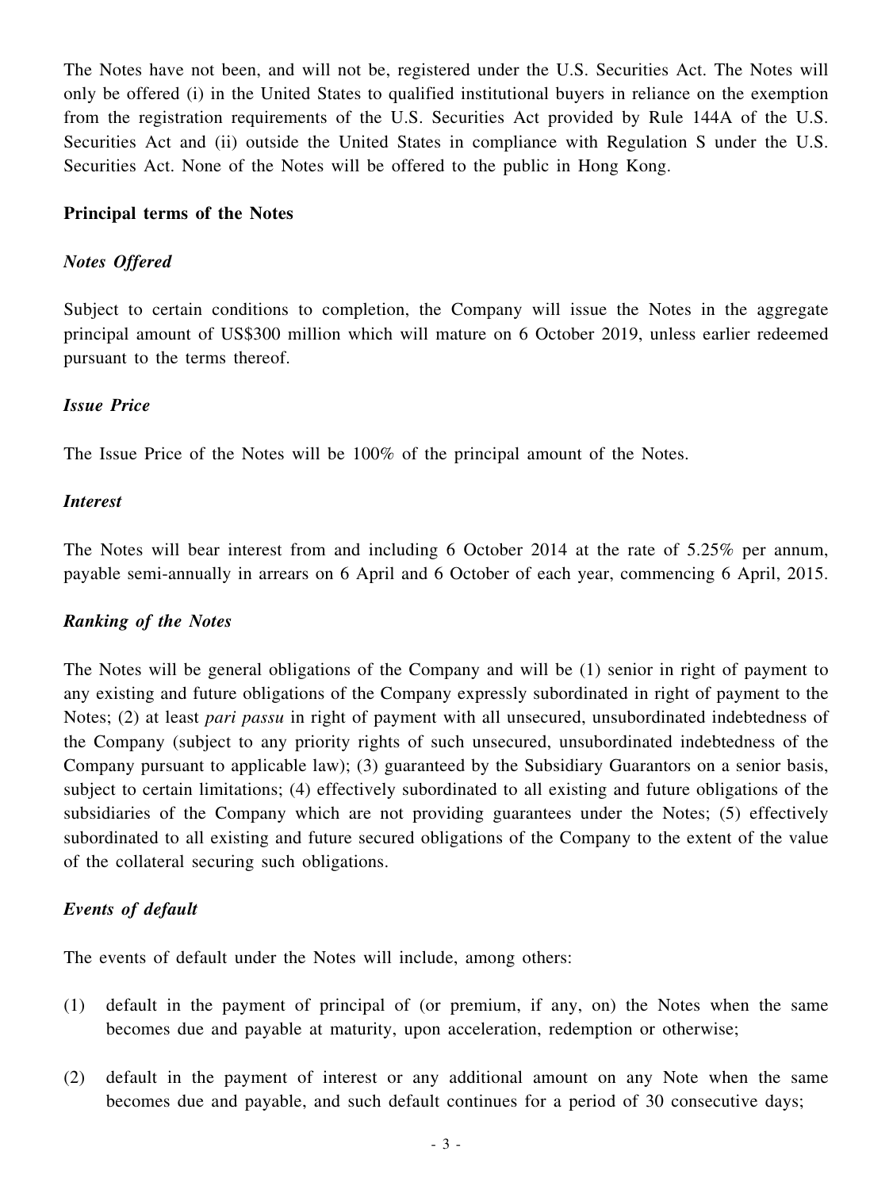The Notes have not been, and will not be, registered under the U.S. Securities Act. The Notes will only be offered (i) in the United States to qualified institutional buyers in reliance on the exemption from the registration requirements of the U.S. Securities Act provided by Rule 144A of the U.S. Securities Act and (ii) outside the United States in compliance with Regulation S under the U.S. Securities Act. None of the Notes will be offered to the public in Hong Kong.

**Principal terms of the Notes**

***Notes Offered***

Subject to certain conditions to completion, the Company will issue the Notes in the aggregate principal amount of US$300 million which will mature on 6 October 2019, unless earlier redeemed pursuant to the terms thereof.

***Issue Price***

The Issue Price of the Notes will be 100% of the principal amount of the Notes.

***Interest***

The Notes will bear interest from and including 6 October 2014 at the rate of 5.25% per annum, payable semi-annually in arrears on 6 April and 6 October of each year, commencing 6 April, 2015.

***Ranking of the Notes***

The Notes will be general obligations of the Company and will be (1) senior in right of payment to any existing and future obligations of the Company expressly subordinated in right of payment to the Notes; (2) at least *pari passu* in right of payment with all unsecured, unsubordinated indebtedness of the Company (subject to any priority rights of such unsecured, unsubordinated indebtedness of the Company pursuant to applicable law); (3) guaranteed by the Subsidiary Guarantors on a senior basis, subject to certain limitations; (4) effectively subordinated to all existing and future obligations of the subsidiaries of the Company which are not providing guarantees under the Notes; (5) effectively subordinated to all existing and future secured obligations of the Company to the extent of the value of the collateral securing such obligations.

***Events of default***

The events of default under the Notes will include, among others:

(1) default in the payment of principal of (or premium, if any, on) the Notes when the same becomes due and payable at maturity, upon acceleration, redemption or otherwise;

(2) default in the payment of interest or any additional amount on any Note when the same becomes due and payable, and such default continues for a period of 30 consecutive days;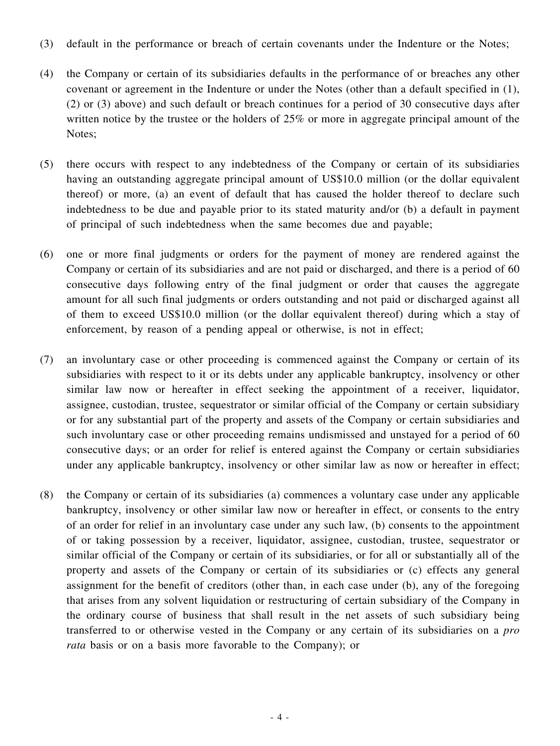(3) default in the performance or breach of certain covenants under the Indenture or the Notes;

(4) the Company or certain of its subsidiaries defaults in the performance of or breaches any other covenant or agreement in the Indenture or under the Notes (other than a default specified in (1), (2) or (3) above) and such default or breach continues for a period of 30 consecutive days after written notice by the trustee or the holders of 25% or more in aggregate principal amount of the Notes;

(5) there occurs with respect to any indebtedness of the Company or certain of its subsidiaries having an outstanding aggregate principal amount of US$10.0 million (or the dollar equivalent thereof) or more, (a) an event of default that has caused the holder thereof to declare such indebtedness to be due and payable prior to its stated maturity and/or (b) a default in payment of principal of such indebtedness when the same becomes due and payable;

(6) one or more final judgments or orders for the payment of money are rendered against the Company or certain of its subsidiaries and are not paid or discharged, and there is a period of 60 consecutive days following entry of the final judgment or order that causes the aggregate amount for all such final judgments or orders outstanding and not paid or discharged against all of them to exceed US$10.0 million (or the dollar equivalent thereof) during which a stay of enforcement, by reason of a pending appeal or otherwise, is not in effect;

(7) an involuntary case or other proceeding is commenced against the Company or certain of its subsidiaries with respect to it or its debts under any applicable bankruptcy, insolvency or other similar law now or hereafter in effect seeking the appointment of a receiver, liquidator, assignee, custodian, trustee, sequestrator or similar official of the Company or certain subsidiary or for any substantial part of the property and assets of the Company or certain subsidiaries and such involuntary case or other proceeding remains undismissed and unstayed for a period of 60 consecutive days; or an order for relief is entered against the Company or certain subsidiaries under any applicable bankruptcy, insolvency or other similar law as now or hereafter in effect;

(8) the Company or certain of its subsidiaries (a) commences a voluntary case under any applicable bankruptcy, insolvency or other similar law now or hereafter in effect, or consents to the entry of an order for relief in an involuntary case under any such law, (b) consents to the appointment of or taking possession by a receiver, liquidator, assignee, custodian, trustee, sequestrator or similar official of the Company or certain of its subsidiaries, or for all or substantially all of the property and assets of the Company or certain of its subsidiaries or (c) effects any general assignment for the benefit of creditors (other than, in each case under (b), any of the foregoing that arises from any solvent liquidation or restructuring of certain subsidiary of the Company in the ordinary course of business that shall result in the net assets of such subsidiary being transferred to or otherwise vested in the Company or any certain of its subsidiaries on a *pro rata* basis or on a basis more favorable to the Company); or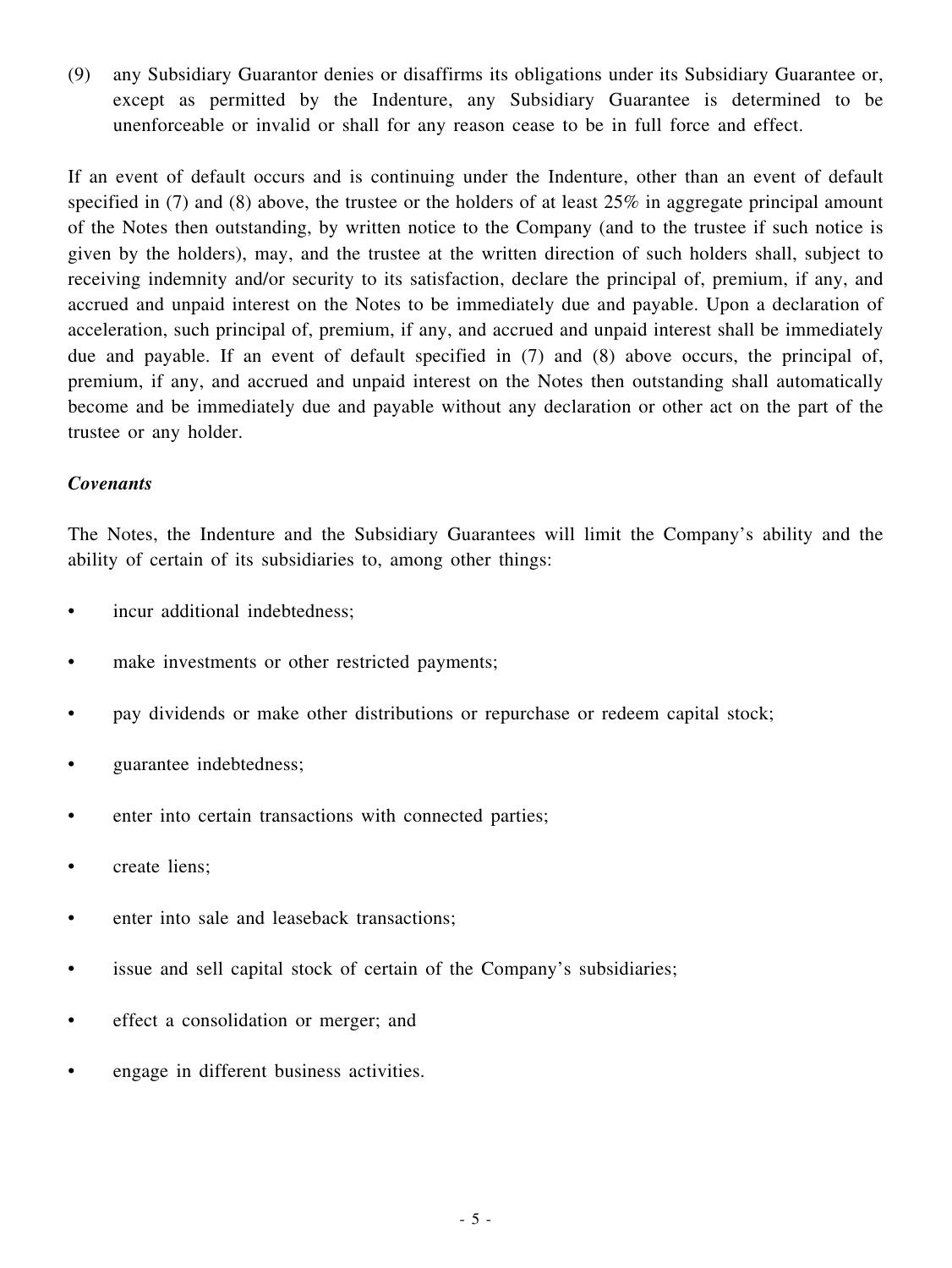(9) any Subsidiary Guarantor denies or disaffirms its obligations under its Subsidiary Guarantee or, except as permitted by the Indenture, any Subsidiary Guarantee is determined to be unenforceable or invalid or shall for any reason cease to be in full force and effect.

If an event of default occurs and is continuing under the Indenture, other than an event of default specified in (7) and (8) above, the trustee or the holders of at least 25% in aggregate principal amount of the Notes then outstanding, by written notice to the Company (and to the trustee if such notice is given by the holders), may, and the trustee at the written direction of such holders shall, subject to receiving indemnity and/or security to its satisfaction, declare the principal of, premium, if any, and accrued and unpaid interest on the Notes to be immediately due and payable. Upon a declaration of acceleration, such principal of, premium, if any, and accrued and unpaid interest shall be immediately due and payable. If an event of default specified in (7) and (8) above occurs, the principal of, premium, if any, and accrued and unpaid interest on the Notes then outstanding shall automatically become and be immediately due and payable without any declaration or other act on the part of the trustee or any holder.

***Covenants***

The Notes, the Indenture and the Subsidiary Guarantees will limit the Company's ability and the ability of certain of its subsidiaries to, among other things:

- incur additional indebtedness;
- make investments or other restricted payments;
- pay dividends or make other distributions or repurchase or redeem capital stock;
- guarantee indebtedness;
- enter into certain transactions with connected parties;
- create liens;
- enter into sale and leaseback transactions;
- issue and sell capital stock of certain of the Company's subsidiaries;
- effect a consolidation or merger; and
- engage in different business activities.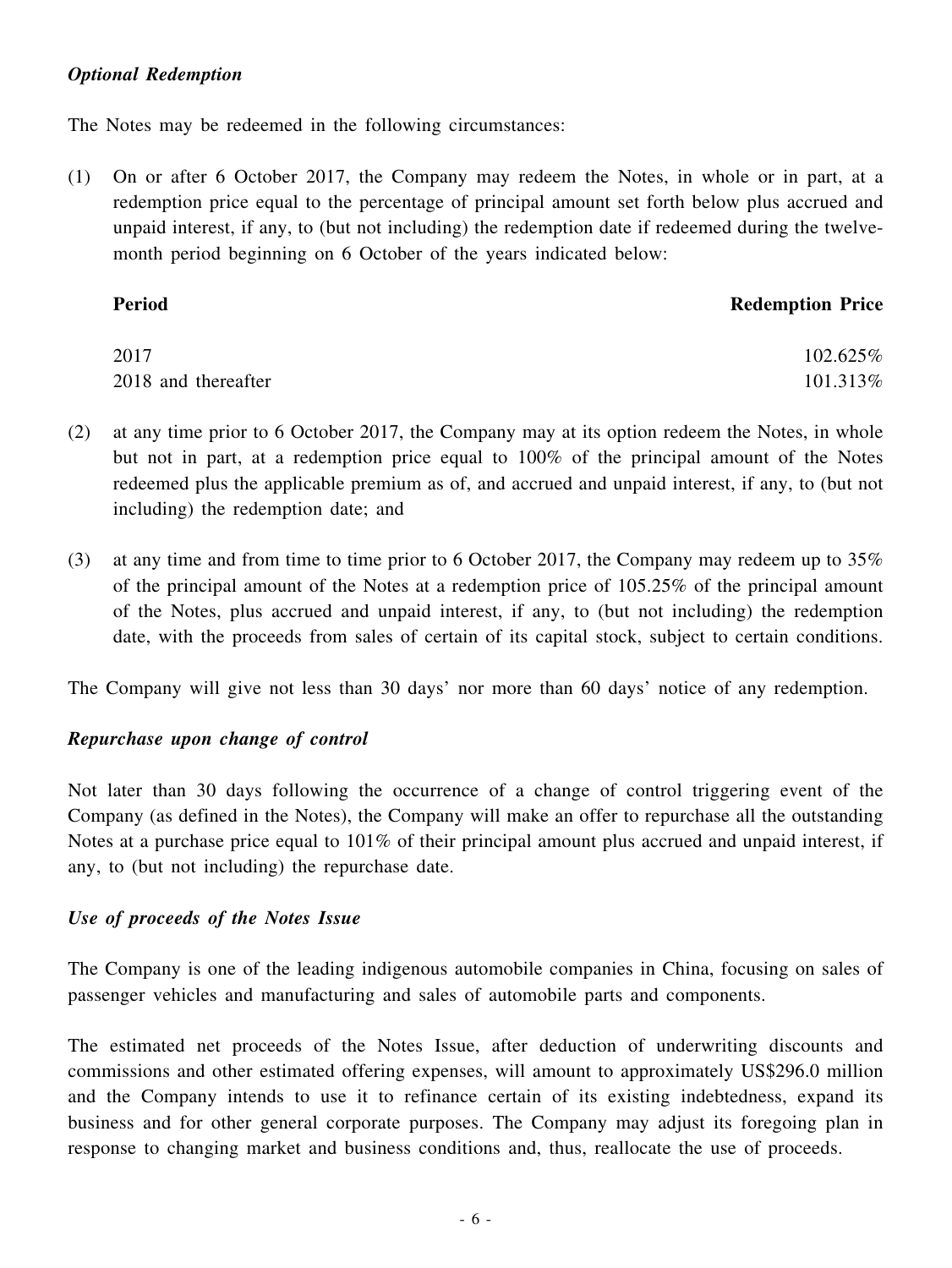***Optional Redemption***

The Notes may be redeemed in the following circumstances:

(1) On or after 6 October 2017, the Company may redeem the Notes, in whole or in part, at a redemption price equal to the percentage of principal amount set forth below plus accrued and unpaid interest, if any, to (but not including) the redemption date if redeemed during the twelve-month period beginning on 6 October of the years indicated below:

| **Period** | **Redemption Price** |
|---|---|
| 2017 | 102.625% |
| 2018 and thereafter | 101.313% |

(2) at any time prior to 6 October 2017, the Company may at its option redeem the Notes, in whole but not in part, at a redemption price equal to 100% of the principal amount of the Notes redeemed plus the applicable premium as of, and accrued and unpaid interest, if any, to (but not including) the redemption date; and

(3) at any time and from time to time prior to 6 October 2017, the Company may redeem up to 35% of the principal amount of the Notes at a redemption price of 105.25% of the principal amount of the Notes, plus accrued and unpaid interest, if any, to (but not including) the redemption date, with the proceeds from sales of certain of its capital stock, subject to certain conditions.

The Company will give not less than 30 days' nor more than 60 days' notice of any redemption.

***Repurchase upon change of control***

Not later than 30 days following the occurrence of a change of control triggering event of the Company (as defined in the Notes), the Company will make an offer to repurchase all the outstanding Notes at a purchase price equal to 101% of their principal amount plus accrued and unpaid interest, if any, to (but not including) the repurchase date.

***Use of proceeds of the Notes Issue***

The Company is one of the leading indigenous automobile companies in China, focusing on sales of passenger vehicles and manufacturing and sales of automobile parts and components.

The estimated net proceeds of the Notes Issue, after deduction of underwriting discounts and commissions and other estimated offering expenses, will amount to approximately US$296.0 million and the Company intends to use it to refinance certain of its existing indebtedness, expand its business and for other general corporate purposes. The Company may adjust its foregoing plan in response to changing market and business conditions and, thus, reallocate the use of proceeds.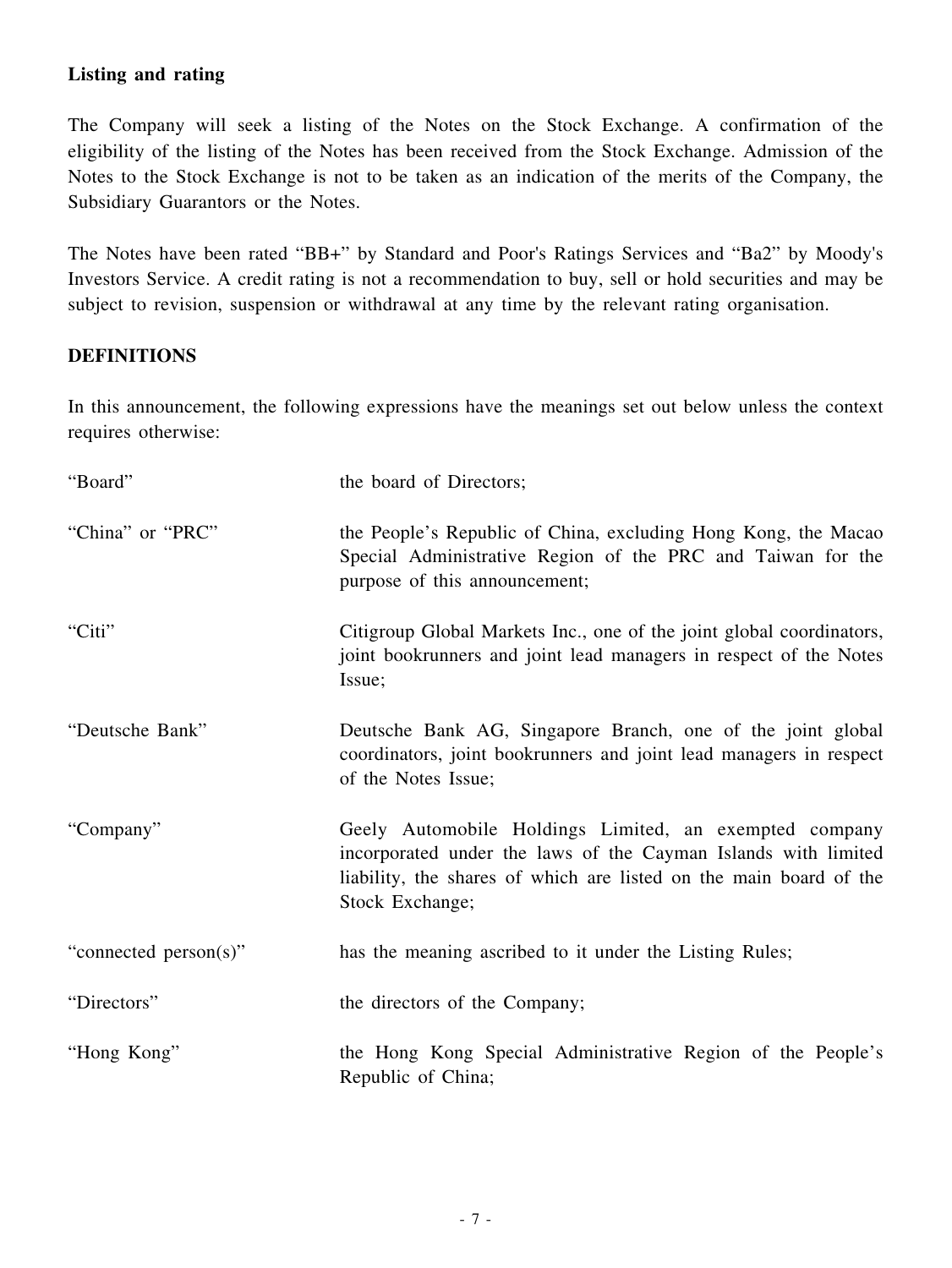**Listing and rating**

The Company will seek a listing of the Notes on the Stock Exchange. A confirmation of the eligibility of the listing of the Notes has been received from the Stock Exchange. Admission of the Notes to the Stock Exchange is not to be taken as an indication of the merits of the Company, the Subsidiary Guarantors or the Notes.

The Notes have been rated "BB+" by Standard and Poor's Ratings Services and "Ba2" by Moody's Investors Service. A credit rating is not a recommendation to buy, sell or hold securities and may be subject to revision, suspension or withdrawal at any time by the relevant rating organisation.

**DEFINITIONS**

In this announcement, the following expressions have the meanings set out below unless the context requires otherwise:

| | |
|---|---|
| "Board" | the board of Directors; |
| "China" or "PRC" | the People's Republic of China, excluding Hong Kong, the Macao Special Administrative Region of the PRC and Taiwan for the purpose of this announcement; |
| "Citi" | Citigroup Global Markets Inc., one of the joint global coordinators, joint bookrunners and joint lead managers in respect of the Notes Issue; |
| "Deutsche Bank" | Deutsche Bank AG, Singapore Branch, one of the joint global coordinators, joint bookrunners and joint lead managers in respect of the Notes Issue; |
| "Company" | Geely Automobile Holdings Limited, an exempted company incorporated under the laws of the Cayman Islands with limited liability, the shares of which are listed on the main board of the Stock Exchange; |
| "connected person(s)" | has the meaning ascribed to it under the Listing Rules; |
| "Directors" | the directors of the Company; |
| "Hong Kong" | the Hong Kong Special Administrative Region of the People's Republic of China; |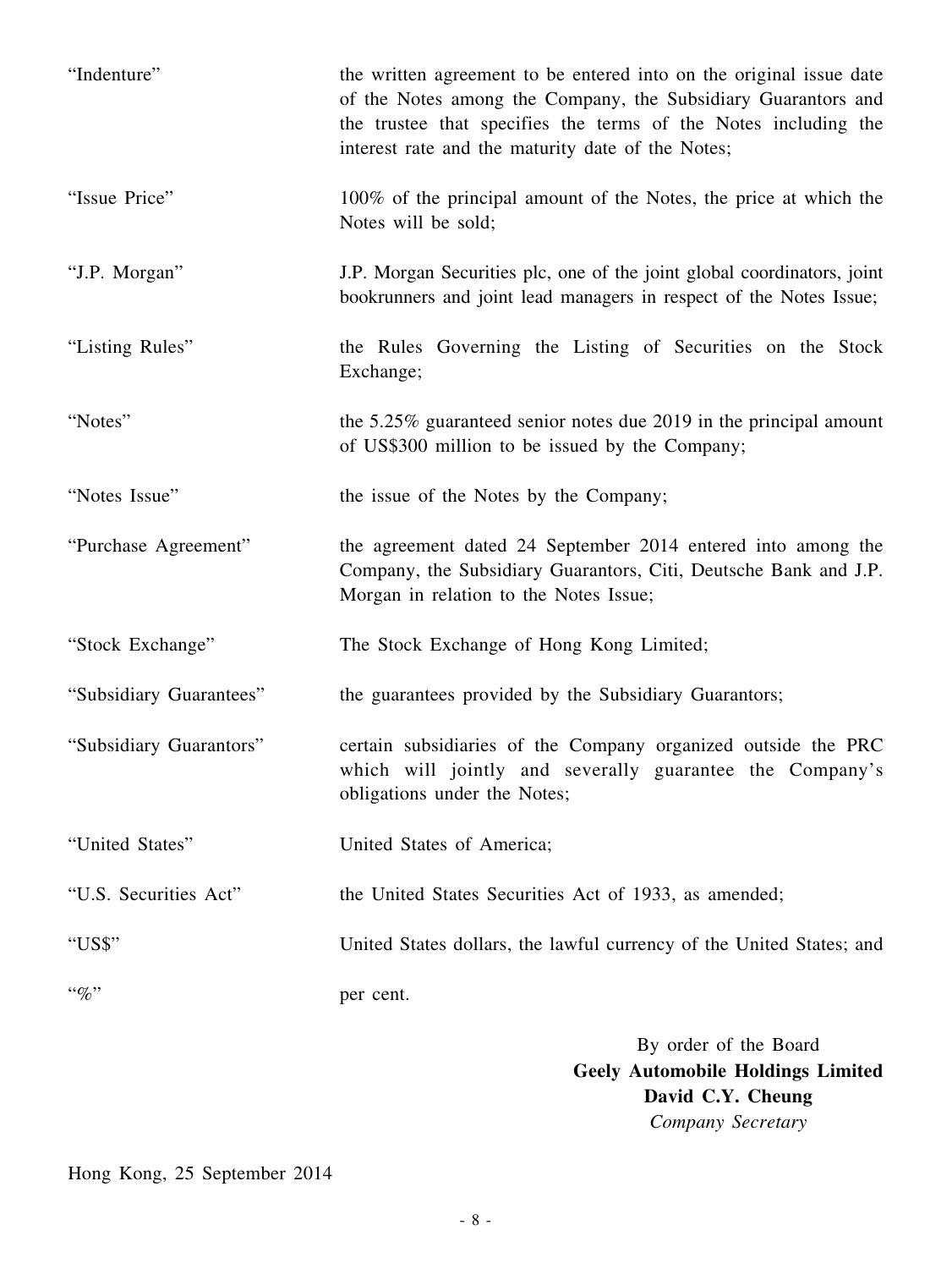| | |
|---|---|
| "Indenture" | the written agreement to be entered into on the original issue date of the Notes among the Company, the Subsidiary Guarantors and the trustee that specifies the terms of the Notes including the interest rate and the maturity date of the Notes; |
| "Issue Price" | 100% of the principal amount of the Notes, the price at which the Notes will be sold; |
| "J.P. Morgan" | J.P. Morgan Securities plc, one of the joint global coordinators, joint bookrunners and joint lead managers in respect of the Notes Issue; |
| "Listing Rules" | the Rules Governing the Listing of Securities on the Stock Exchange; |
| "Notes" | the 5.25% guaranteed senior notes due 2019 in the principal amount of US$300 million to be issued by the Company; |
| "Notes Issue" | the issue of the Notes by the Company; |
| "Purchase Agreement" | the agreement dated 24 September 2014 entered into among the Company, the Subsidiary Guarantors, Citi, Deutsche Bank and J.P. Morgan in relation to the Notes Issue; |
| "Stock Exchange" | The Stock Exchange of Hong Kong Limited; |
| "Subsidiary Guarantees" | the guarantees provided by the Subsidiary Guarantors; |
| "Subsidiary Guarantors" | certain subsidiaries of the Company organized outside the PRC which will jointly and severally guarantee the Company's obligations under the Notes; |
| "United States" | United States of America; |
| "U.S. Securities Act" | the United States Securities Act of 1933, as amended; |
| "US$" | United States dollars, the lawful currency of the United States; and |
| "%" | per cent. |

By order of the Board
**Geely Automobile Holdings Limited**
**David C.Y. Cheung**
*Company Secretary*

Hong Kong, 25 September 2014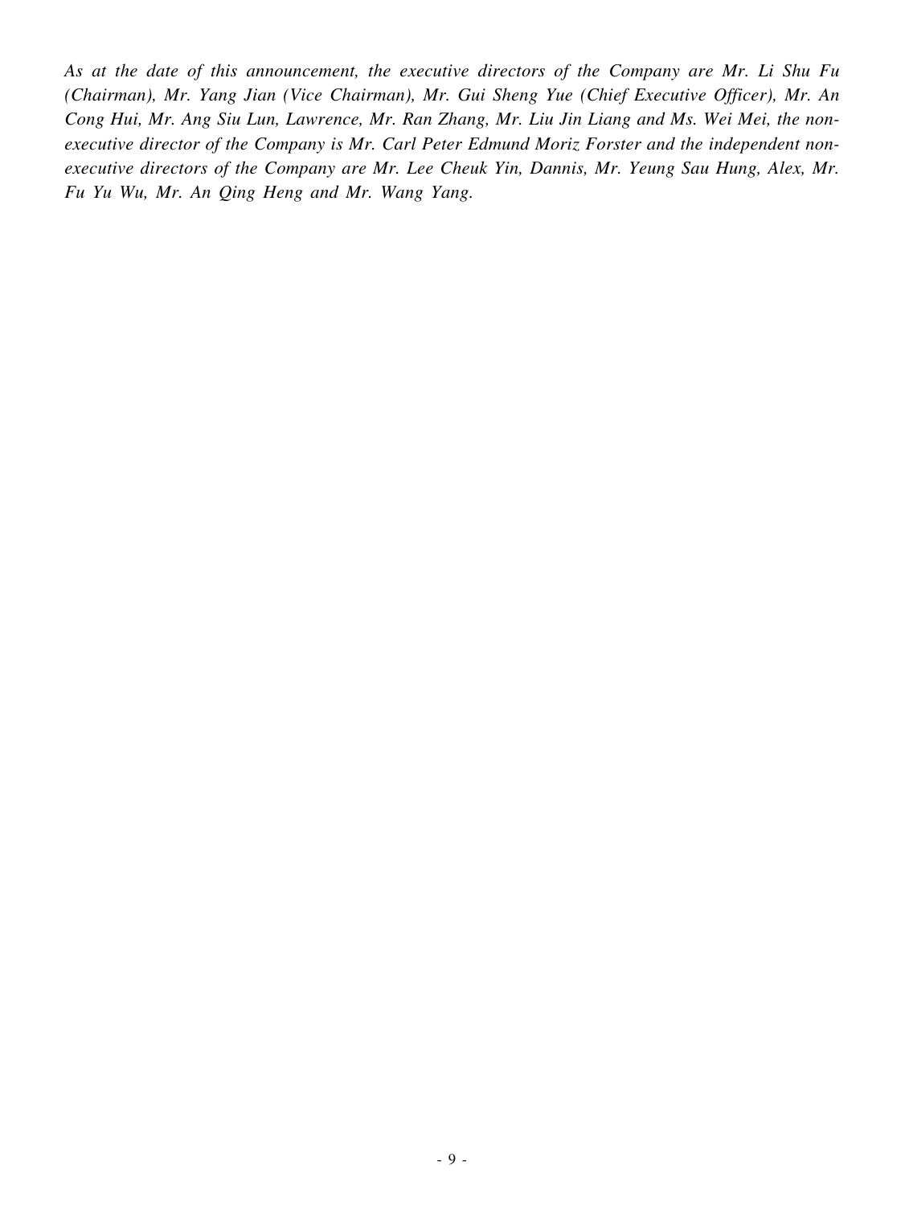*As at the date of this announcement, the executive directors of the Company are Mr. Li Shu Fu (Chairman), Mr. Yang Jian (Vice Chairman), Mr. Gui Sheng Yue (Chief Executive Officer), Mr. An Cong Hui, Mr. Ang Siu Lun, Lawrence, Mr. Ran Zhang, Mr. Liu Jin Liang and Ms. Wei Mei, the non-executive director of the Company is Mr. Carl Peter Edmund Moriz Forster and the independent non-executive directors of the Company are Mr. Lee Cheuk Yin, Dannis, Mr. Yeung Sau Hung, Alex, Mr. Fu Yu Wu, Mr. An Qing Heng and Mr. Wang Yang.*